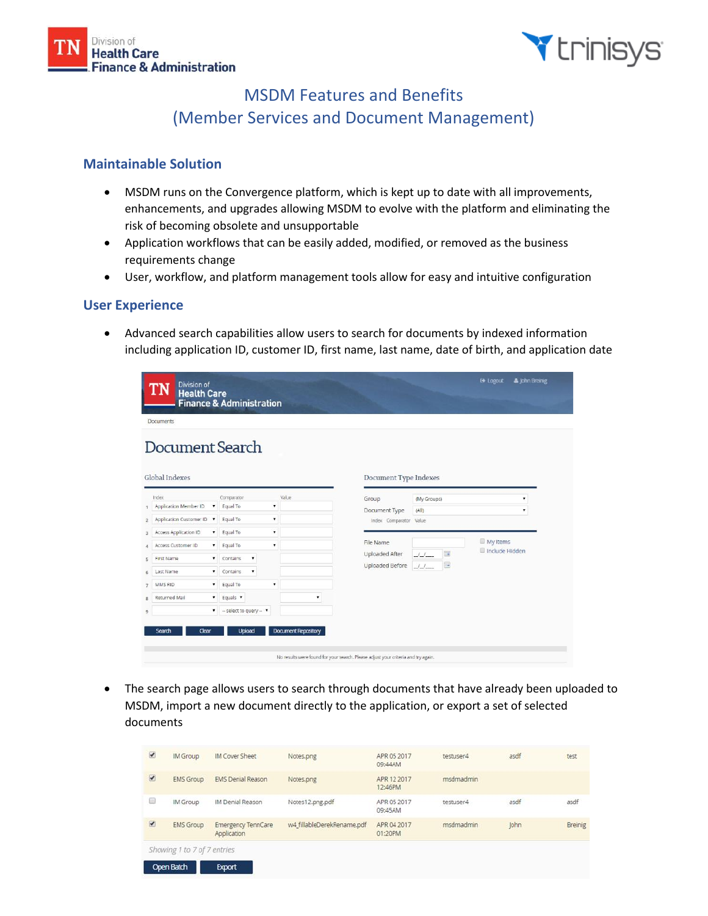# MSDM Features and Benefits
# (Member Services and Document Management)

## Maintainable Solution

- MSDM runs on the Convergence platform, which is kept up to date with all improvements, enhancements, and upgrades allowing MSDM to evolve with the platform and eliminating the risk of becoming obsolete and unsupportable
- Application workflows that can be easily added, modified, or removed as the business requirements change
- User, workflow, and platform management tools allow for easy and intuitive configuration

## User Experience

- Advanced search capabilities allow users to search for documents by indexed information including application ID, customer ID, first name, last name, date of birth, and application date

- The search page allows users to search through documents that have already been uploaded to MSDM, import a new document directly to the application, or export a set of selected documents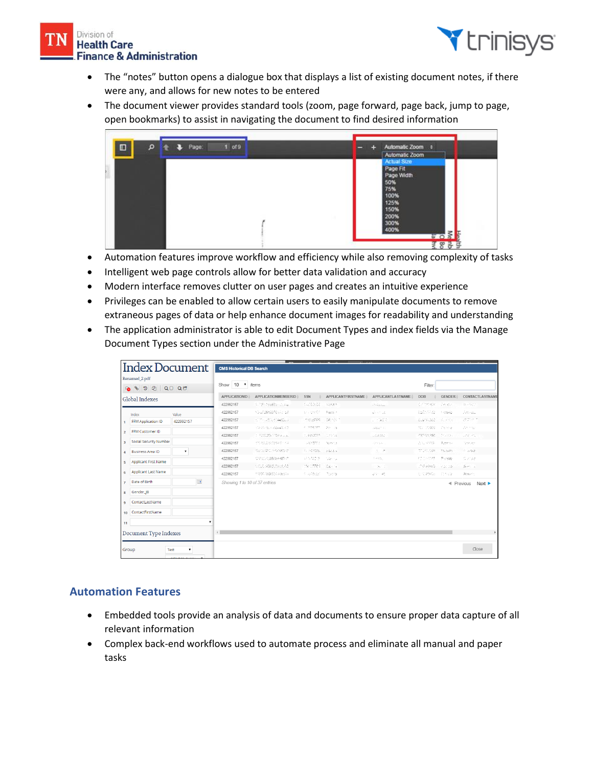- The "notes" button opens a dialogue box that displays a list of existing document notes, if there were any, and allows for new notes to be entered
- The document viewer provides standard tools (zoom, page forward, page back, jump to page, open bookmarks) to assist in navigating the document to find desired information

- Automation features improve workflow and efficiency while also removing complexity of tasks
- Intelligent web page controls allow for better data validation and accuracy
- Modern interface removes clutter on user pages and creates an intuitive experience
- Privileges can be enabled to allow certain users to easily manipulate documents to remove extraneous pages of data or help enhance document images for readability and understanding
- The application administrator is able to edit Document Types and index fields via the Manage Document Types section under the Administrative Page

## Automation Features

- Embedded tools provide an analysis of data and documents to ensure proper data capture of all relevant information
- Complex back-end workflows used to automate process and eliminate all manual and paper tasks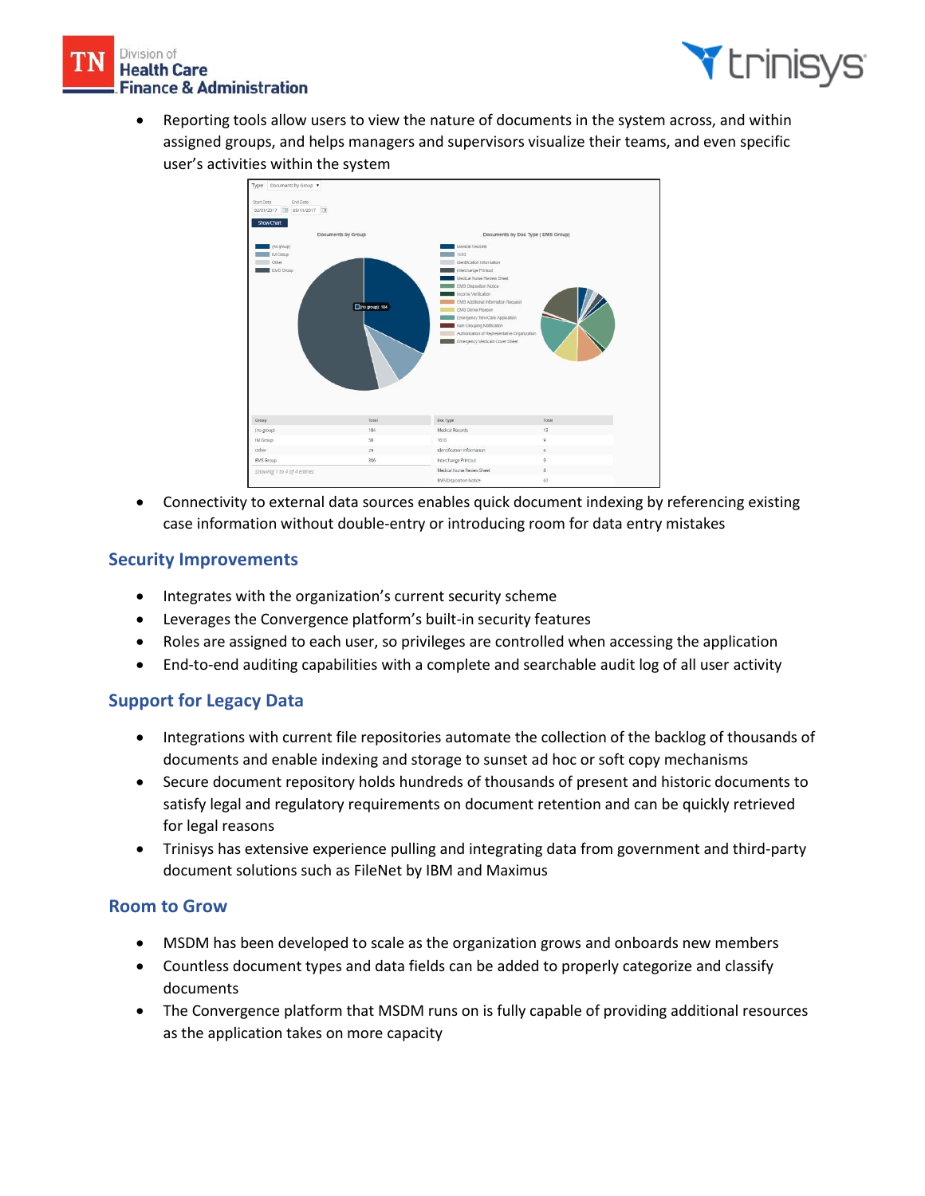- Reporting tools allow users to view the nature of documents in the system across, and within assigned groups, and helps managers and supervisors visualize their teams, and even specific user's activities within the system
- Connectivity to external data sources enables quick document indexing by referencing existing case information without double-entry or introducing room for data entry mistakes

## Security Improvements

- Integrates with the organization's current security scheme
- Leverages the Convergence platform's built-in security features
- Roles are assigned to each user, so privileges are controlled when accessing the application
- End-to-end auditing capabilities with a complete and searchable audit log of all user activity

## Support for Legacy Data

- Integrations with current file repositories automate the collection of the backlog of thousands of documents and enable indexing and storage to sunset ad hoc or soft copy mechanisms
- Secure document repository holds hundreds of thousands of present and historic documents to satisfy legal and regulatory requirements on document retention and can be quickly retrieved for legal reasons
- Trinisys has extensive experience pulling and integrating data from government and third-party document solutions such as FileNet by IBM and Maximus

## Room to Grow

- MSDM has been developed to scale as the organization grows and onboards new members
- Countless document types and data fields can be added to properly categorize and classify documents
- The Convergence platform that MSDM runs on is fully capable of providing additional resources as the application takes on more capacity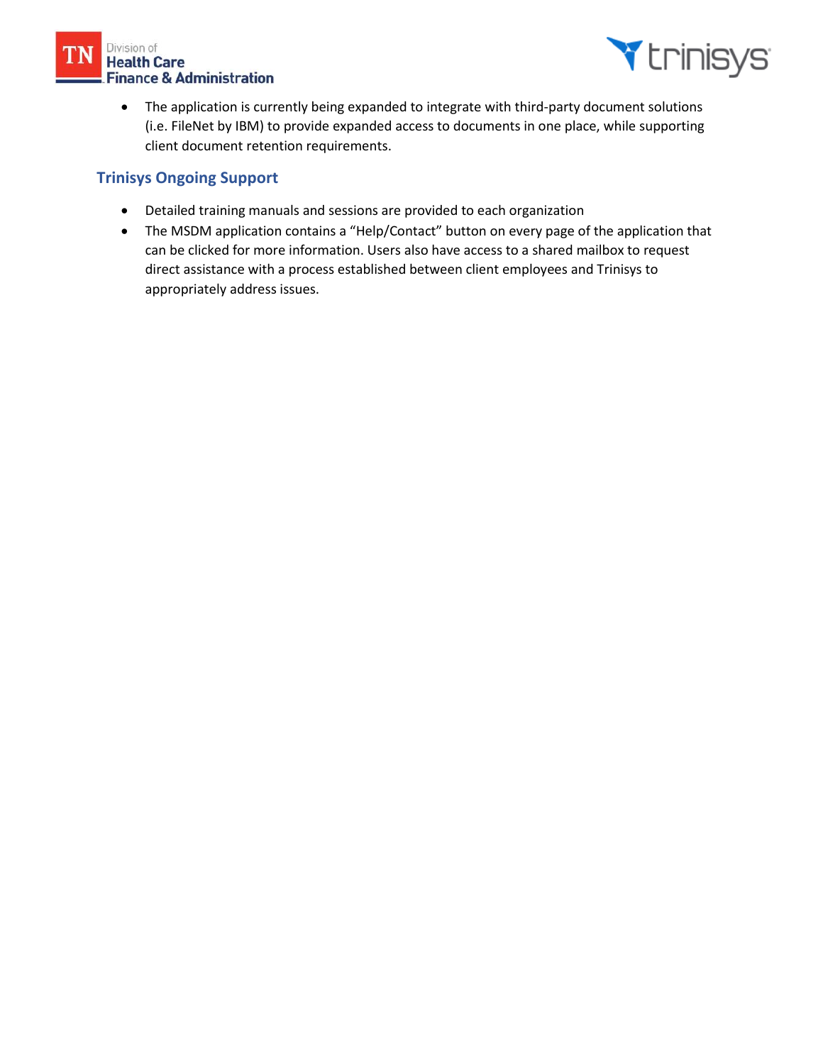- The application is currently being expanded to integrate with third-party document solutions (i.e. FileNet by IBM) to provide expanded access to documents in one place, while supporting client document retention requirements.

## Trinisys Ongoing Support

- Detailed training manuals and sessions are provided to each organization
- The MSDM application contains a “Help/Contact” button on every page of the application that can be clicked for more information. Users also have access to a shared mailbox to request direct assistance with a process established between client employees and Trinisys to appropriately address issues.